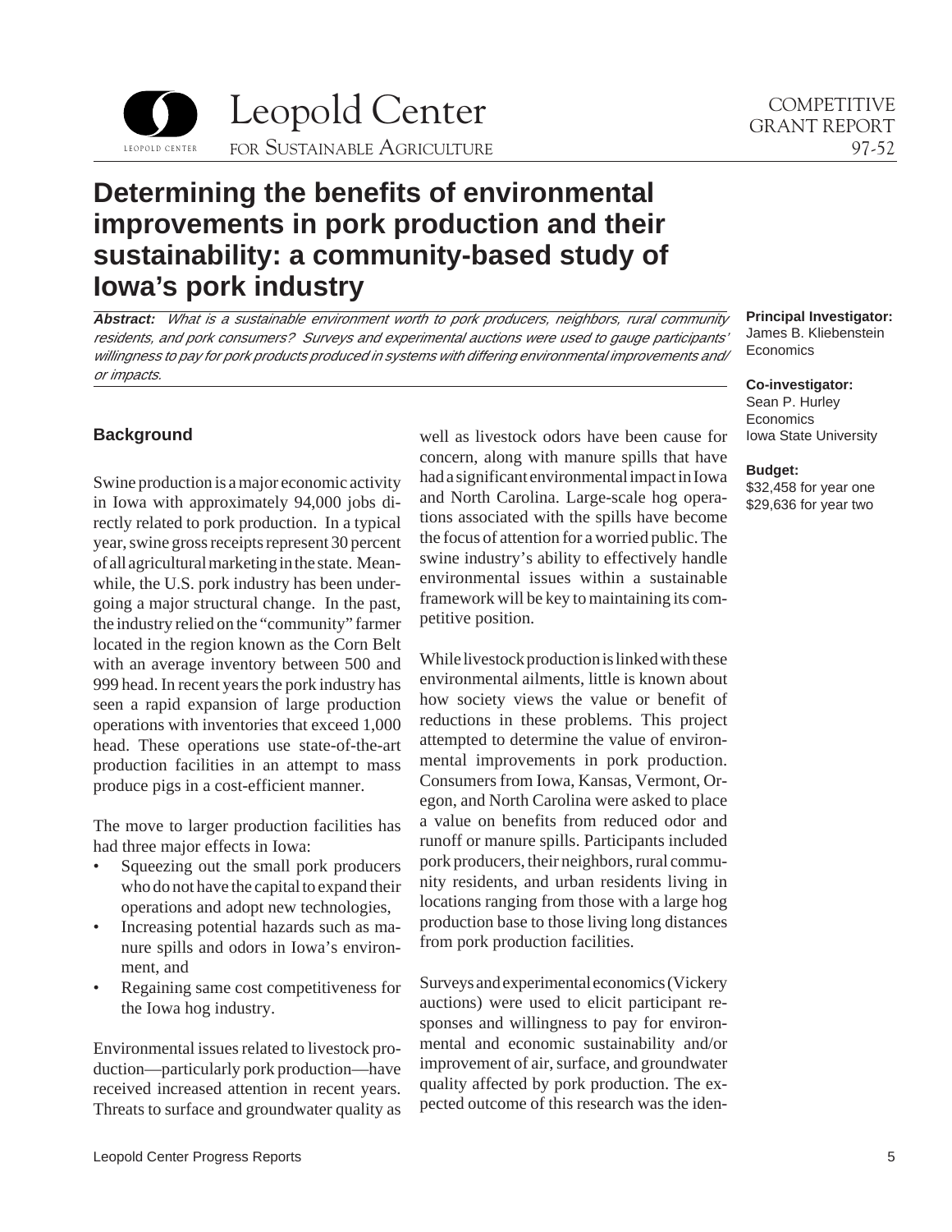Leopold Center for Sustainable Agriculture

COMPETITIVE GRANT REPORT 97-52

# Determining the benefits of environmental improvements in pork production and their sustainability: a community-based study of Iowa's pork industry

***Abstract:*** *What is a sustainable environment worth to pork producers, neighbors, rural community residents, and pork consumers? Surveys and experimental auctions were used to gauge participants' willingness to pay for pork products produced in systems with differing environmental improvements and/or impacts.*

**Principal Investigator:**
James B. Kliebenstein
Economics

**Co-investigator:**
Sean P. Hurley
Economics
Iowa State University

**Budget:**
$32,458 for year one
$29,636 for year two

## Background

Swine production is a major economic activity in Iowa with approximately 94,000 jobs directly related to pork production. In a typical year, swine gross receipts represent 30 percent of all agricultural marketing in the state. Meanwhile, the U.S. pork industry has been undergoing a major structural change. In the past, the industry relied on the "community" farmer located in the region known as the Corn Belt with an average inventory between 500 and 999 head. In recent years the pork industry has seen a rapid expansion of large production operations with inventories that exceed 1,000 head. These operations use state-of-the-art production facilities in an attempt to mass produce pigs in a cost-efficient manner.

The move to larger production facilities has had three major effects in Iowa:

- Squeezing out the small pork producers who do not have the capital to expand their operations and adopt new technologies,
- Increasing potential hazards such as manure spills and odors in Iowa's environment, and
- Regaining same cost competitiveness for the Iowa hog industry.

Environmental issues related to livestock production—particularly pork production—have received increased attention in recent years. Threats to surface and groundwater quality as well as livestock odors have been cause for concern, along with manure spills that have had a significant environmental impact in Iowa and North Carolina. Large-scale hog operations associated with the spills have become the focus of attention for a worried public. The swine industry's ability to effectively handle environmental issues within a sustainable framework will be key to maintaining its competitive position.

While livestock production is linked with these environmental ailments, little is known about how society views the value or benefit of reductions in these problems. This project attempted to determine the value of environmental improvements in pork production. Consumers from Iowa, Kansas, Vermont, Oregon, and North Carolina were asked to place a value on benefits from reduced odor and runoff or manure spills. Participants included pork producers, their neighbors, rural community residents, and urban residents living in locations ranging from those with a large hog production base to those living long distances from pork production facilities.

Surveys and experimental economics (Vickery auctions) were used to elicit participant responses and willingness to pay for environmental and economic sustainability and/or improvement of air, surface, and groundwater quality affected by pork production. The expected outcome of this research was the iden-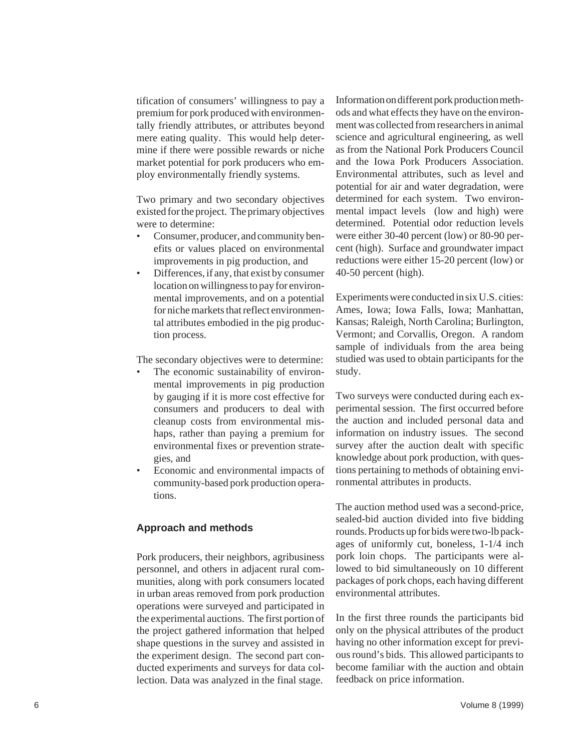tification of consumers' willingness to pay a premium for pork produced with environmentally friendly attributes, or attributes beyond mere eating quality. This would help determine if there were possible rewards or niche market potential for pork producers who employ environmentally friendly systems.

Two primary and two secondary objectives existed for the project. The primary objectives were to determine:

- Consumer, producer, and community benefits or values placed on environmental improvements in pig production, and
- Differences, if any, that exist by consumer location on willingness to pay for environmental improvements, and on a potential for niche markets that reflect environmental attributes embodied in the pig production process.

The secondary objectives were to determine:

- The economic sustainability of environmental improvements in pig production by gauging if it is more cost effective for consumers and producers to deal with cleanup costs from environmental mishaps, rather than paying a premium for environmental fixes or prevention strategies, and
- Economic and environmental impacts of community-based pork production operations.

## Approach and methods

Pork producers, their neighbors, agribusiness personnel, and others in adjacent rural communities, along with pork consumers located in urban areas removed from pork production operations were surveyed and participated in the experimental auctions. The first portion of the project gathered information that helped shape questions in the survey and assisted in the experiment design. The second part conducted experiments and surveys for data collection. Data was analyzed in the final stage.

Information on different pork production methods and what effects they have on the environment was collected from researchers in animal science and agricultural engineering, as well as from the National Pork Producers Council and the Iowa Pork Producers Association. Environmental attributes, such as level and potential for air and water degradation, were determined for each system. Two environmental impact levels (low and high) were determined. Potential odor reduction levels were either 30-40 percent (low) or 80-90 percent (high). Surface and groundwater impact reductions were either 15-20 percent (low) or 40-50 percent (high).

Experiments were conducted in six U.S. cities: Ames, Iowa; Iowa Falls, Iowa; Manhattan, Kansas; Raleigh, North Carolina; Burlington, Vermont; and Corvallis, Oregon. A random sample of individuals from the area being studied was used to obtain participants for the study.

Two surveys were conducted during each experimental session. The first occurred before the auction and included personal data and information on industry issues. The second survey after the auction dealt with specific knowledge about pork production, with questions pertaining to methods of obtaining environmental attributes in products.

The auction method used was a second-price, sealed-bid auction divided into five bidding rounds. Products up for bids were two-lb packages of uniformly cut, boneless, 1-1/4 inch pork loin chops. The participants were allowed to bid simultaneously on 10 different packages of pork chops, each having different environmental attributes.

In the first three rounds the participants bid only on the physical attributes of the product having no other information except for previous round's bids. This allowed participants to become familiar with the auction and obtain feedback on price information.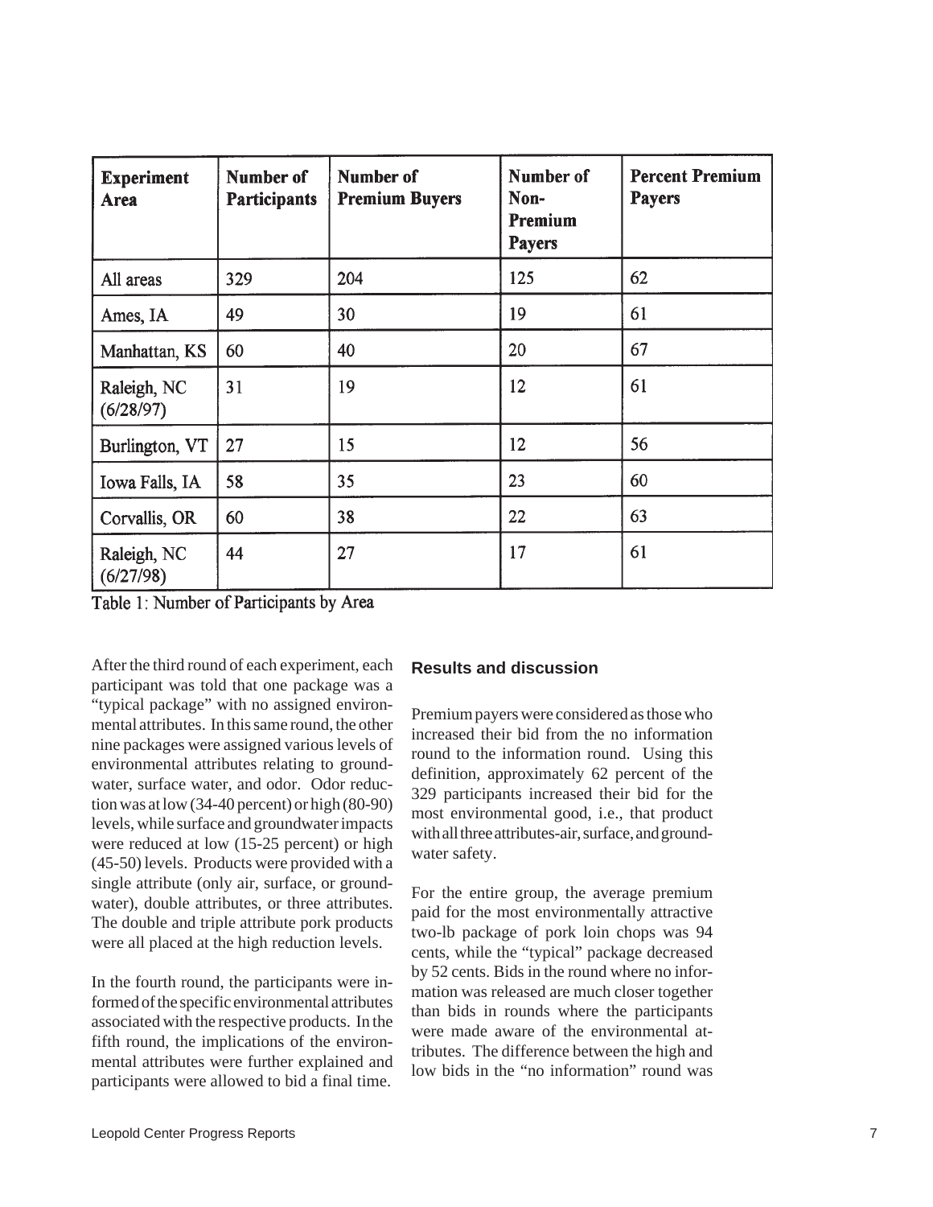| Experiment Area | Number of Participants | Number of Premium Buyers | Number of Non-Premium Payers | Percent Premium Payers |
|---|---|---|---|---|
| All areas | 329 | 204 | 125 | 62 |
| Ames, IA | 49 | 30 | 19 | 61 |
| Manhattan, KS | 60 | 40 | 20 | 67 |
| Raleigh, NC (6/28/97) | 31 | 19 | 12 | 61 |
| Burlington, VT | 27 | 15 | 12 | 56 |
| Iowa Falls, IA | 58 | 35 | 23 | 60 |
| Corvallis, OR | 60 | 38 | 22 | 63 |
| Raleigh, NC (6/27/98) | 44 | 27 | 17 | 61 |

Table 1: Number of Participants by Area

After the third round of each experiment, each participant was told that one package was a "typical package" with no assigned environmental attributes. In this same round, the other nine packages were assigned various levels of environmental attributes relating to groundwater, surface water, and odor. Odor reduction was at low (34-40 percent) or high (80-90) levels, while surface and groundwater impacts were reduced at low (15-25 percent) or high (45-50) levels. Products were provided with a single attribute (only air, surface, or groundwater), double attributes, or three attributes. The double and triple attribute pork products were all placed at the high reduction levels.

In the fourth round, the participants were informed of the specific environmental attributes associated with the respective products. In the fifth round, the implications of the environmental attributes were further explained and participants were allowed to bid a final time.

## Results and discussion

Premium payers were considered as those who increased their bid from the no information round to the information round. Using this definition, approximately 62 percent of the 329 participants increased their bid for the most environmental good, i.e., that product with all three attributes-air, surface, and groundwater safety.

For the entire group, the average premium paid for the most environmentally attractive two-lb package of pork loin chops was 94 cents, while the "typical" package decreased by 52 cents. Bids in the round where no information was released are much closer together than bids in rounds where the participants were made aware of the environmental attributes. The difference between the high and low bids in the "no information" round was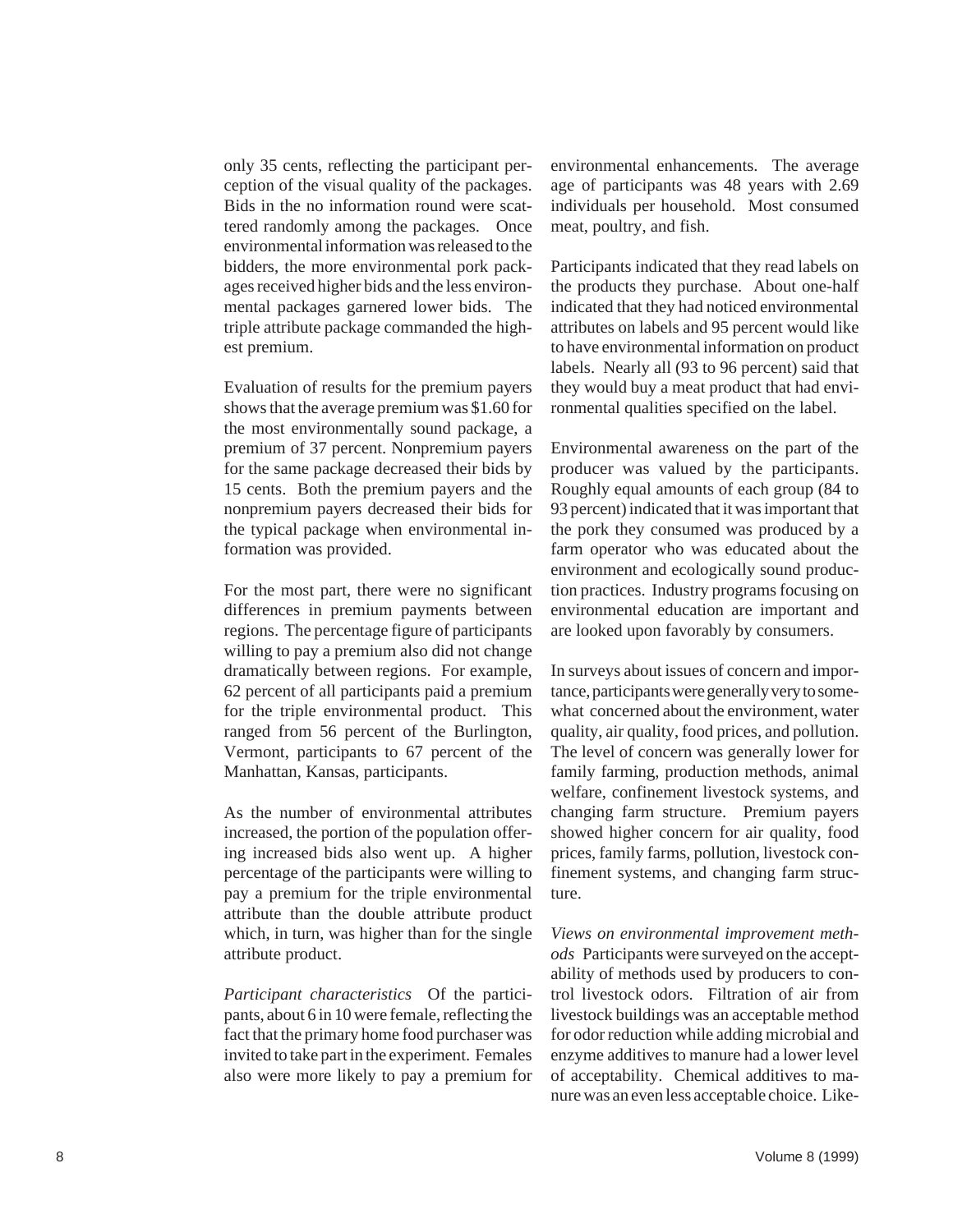only 35 cents, reflecting the participant perception of the visual quality of the packages. Bids in the no information round were scattered randomly among the packages. Once environmental information was released to the bidders, the more environmental pork packages received higher bids and the less environmental packages garnered lower bids. The triple attribute package commanded the highest premium.

Evaluation of results for the premium payers shows that the average premium was $1.60 for the most environmentally sound package, a premium of 37 percent. Nonpremium payers for the same package decreased their bids by 15 cents. Both the premium payers and the nonpremium payers decreased their bids for the typical package when environmental information was provided.

For the most part, there were no significant differences in premium payments between regions. The percentage figure of participants willing to pay a premium also did not change dramatically between regions. For example, 62 percent of all participants paid a premium for the triple environmental product. This ranged from 56 percent of the Burlington, Vermont, participants to 67 percent of the Manhattan, Kansas, participants.

As the number of environmental attributes increased, the portion of the population offering increased bids also went up. A higher percentage of the participants were willing to pay a premium for the triple environmental attribute than the double attribute product which, in turn, was higher than for the single attribute product.

*Participant characteristics* Of the participants, about 6 in 10 were female, reflecting the fact that the primary home food purchaser was invited to take part in the experiment. Females also were more likely to pay a premium for environmental enhancements. The average age of participants was 48 years with 2.69 individuals per household. Most consumed meat, poultry, and fish.

Participants indicated that they read labels on the products they purchase. About one-half indicated that they had noticed environmental attributes on labels and 95 percent would like to have environmental information on product labels. Nearly all (93 to 96 percent) said that they would buy a meat product that had environmental qualities specified on the label.

Environmental awareness on the part of the producer was valued by the participants. Roughly equal amounts of each group (84 to 93 percent) indicated that it was important that the pork they consumed was produced by a farm operator who was educated about the environment and ecologically sound production practices. Industry programs focusing on environmental education are important and are looked upon favorably by consumers.

In surveys about issues of concern and importance, participants were generally very to somewhat concerned about the environment, water quality, air quality, food prices, and pollution. The level of concern was generally lower for family farming, production methods, animal welfare, confinement livestock systems, and changing farm structure. Premium payers showed higher concern for air quality, food prices, family farms, pollution, livestock confinement systems, and changing farm structure.

*Views on environmental improvement methods* Participants were surveyed on the acceptability of methods used by producers to control livestock odors. Filtration of air from livestock buildings was an acceptable method for odor reduction while adding microbial and enzyme additives to manure had a lower level of acceptability. Chemical additives to manure was an even less acceptable choice. Like-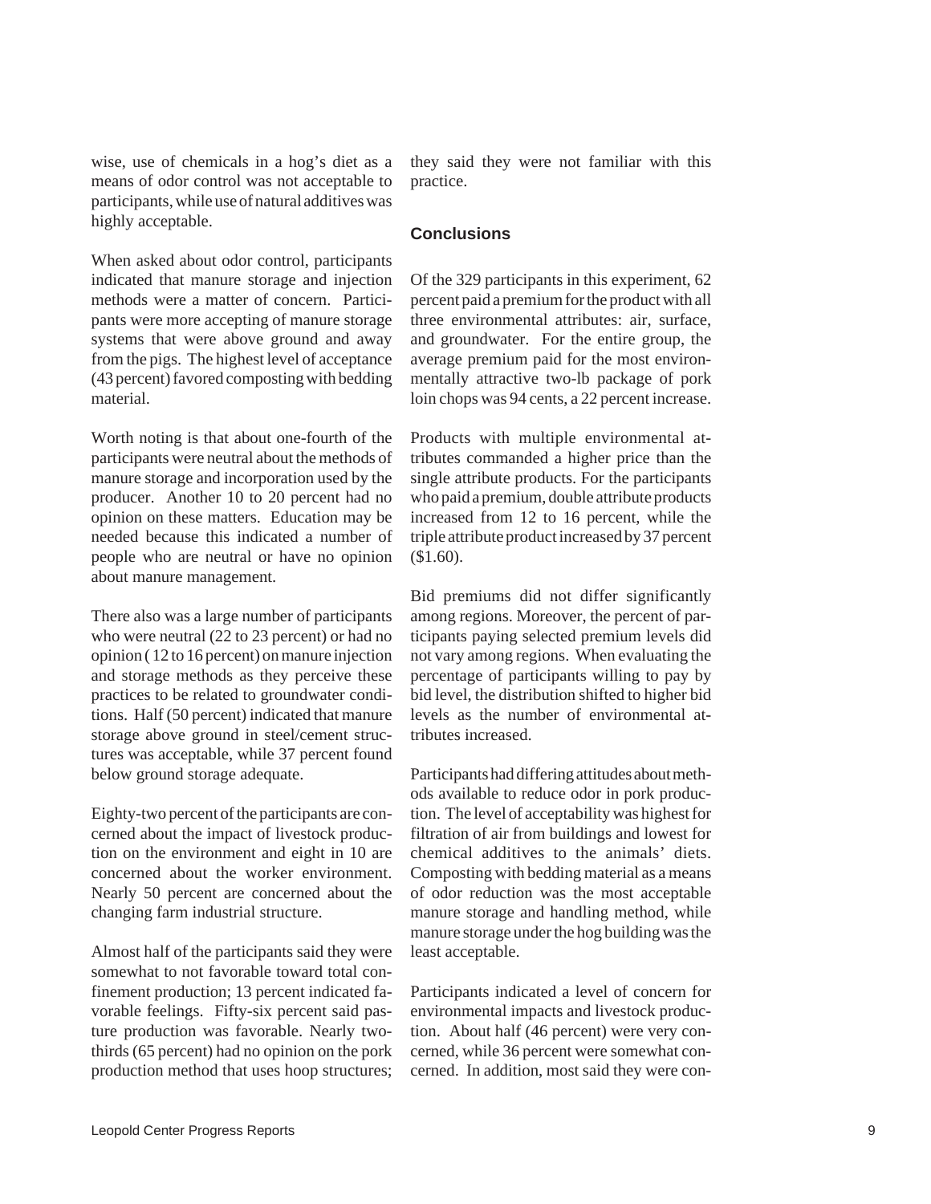wise, use of chemicals in a hog's diet as a means of odor control was not acceptable to participants, while use of natural additives was highly acceptable.

When asked about odor control, participants indicated that manure storage and injection methods were a matter of concern. Participants were more accepting of manure storage systems that were above ground and away from the pigs. The highest level of acceptance (43 percent) favored composting with bedding material.

Worth noting is that about one-fourth of the participants were neutral about the methods of manure storage and incorporation used by the producer. Another 10 to 20 percent had no opinion on these matters. Education may be needed because this indicated a number of people who are neutral or have no opinion about manure management.

There also was a large number of participants who were neutral (22 to 23 percent) or had no opinion ( 12 to 16 percent) on manure injection and storage methods as they perceive these practices to be related to groundwater conditions. Half (50 percent) indicated that manure storage above ground in steel/cement structures was acceptable, while 37 percent found below ground storage adequate.

Eighty-two percent of the participants are concerned about the impact of livestock production on the environment and eight in 10 are concerned about the worker environment. Nearly 50 percent are concerned about the changing farm industrial structure.

Almost half of the participants said they were somewhat to not favorable toward total confinement production; 13 percent indicated favorable feelings. Fifty-six percent said pasture production was favorable. Nearly two-thirds (65 percent) had no opinion on the pork production method that uses hoop structures; they said they were not familiar with this practice.

### Conclusions

Of the 329 participants in this experiment, 62 percent paid a premium for the product with all three environmental attributes: air, surface, and groundwater. For the entire group, the average premium paid for the most environmentally attractive two-lb package of pork loin chops was 94 cents, a 22 percent increase.

Products with multiple environmental attributes commanded a higher price than the single attribute products. For the participants who paid a premium, double attribute products increased from 12 to 16 percent, while the triple attribute product increased by 37 percent ($1.60).

Bid premiums did not differ significantly among regions. Moreover, the percent of participants paying selected premium levels did not vary among regions. When evaluating the percentage of participants willing to pay by bid level, the distribution shifted to higher bid levels as the number of environmental attributes increased.

Participants had differing attitudes about methods available to reduce odor in pork production. The level of acceptability was highest for filtration of air from buildings and lowest for chemical additives to the animals' diets. Composting with bedding material as a means of odor reduction was the most acceptable manure storage and handling method, while manure storage under the hog building was the least acceptable.

Participants indicated a level of concern for environmental impacts and livestock production. About half (46 percent) were very concerned, while 36 percent were somewhat concerned. In addition, most said they were con-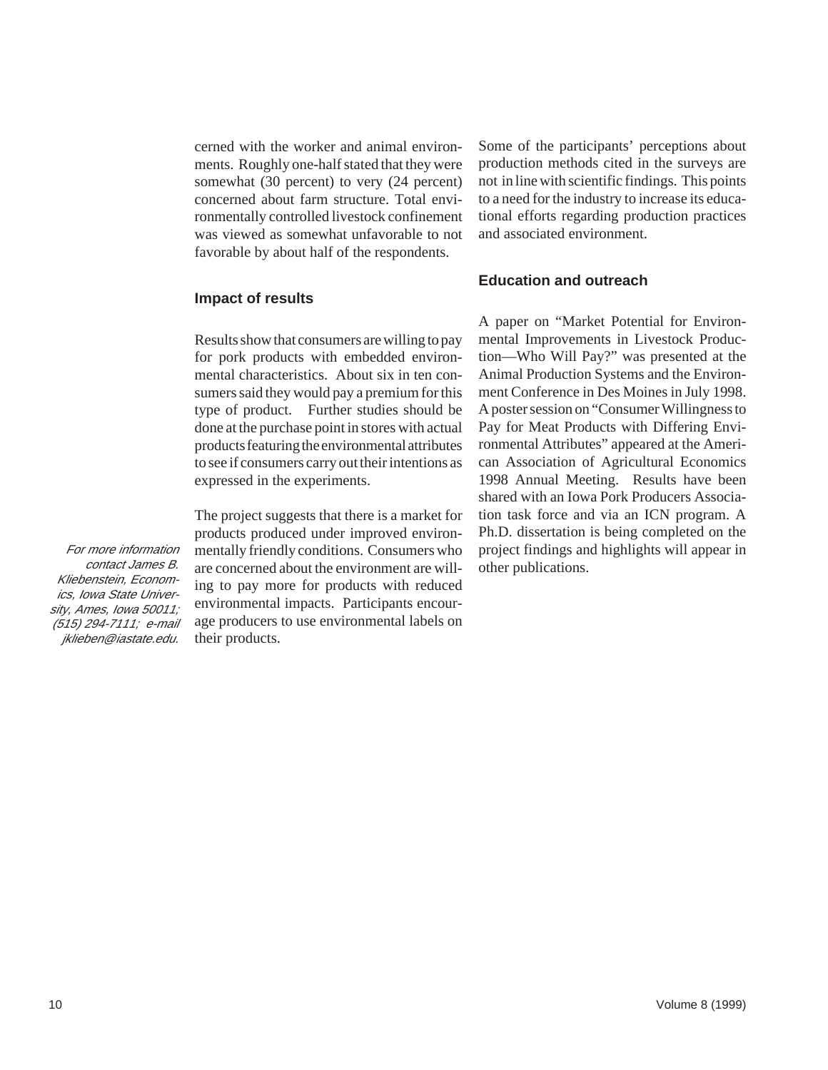cerned with the worker and animal environments. Roughly one-half stated that they were somewhat (30 percent) to very (24 percent) concerned about farm structure. Total environmentally controlled livestock confinement was viewed as somewhat unfavorable to not favorable by about half of the respondents.

## Impact of results

Results show that consumers are willing to pay for pork products with embedded environmental characteristics. About six in ten consumers said they would pay a premium for this type of product. Further studies should be done at the purchase point in stores with actual products featuring the environmental attributes to see if consumers carry out their intentions as expressed in the experiments.

The project suggests that there is a market for products produced under improved environmentally friendly conditions. Consumers who are concerned about the environment are willing to pay more for products with reduced environmental impacts. Participants encourage producers to use environmental labels on their products.

*For more information contact James B. Kliebenstein, Economics, Iowa State University, Ames, Iowa 50011; (515) 294-7111; e-mail jklieben@iastate.edu.*

Some of the participants' perceptions about production methods cited in the surveys are not in line with scientific findings. This points to a need for the industry to increase its educational efforts regarding production practices and associated environment.

## Education and outreach

A paper on "Market Potential for Environmental Improvements in Livestock Production—Who Will Pay?" was presented at the Animal Production Systems and the Environment Conference in Des Moines in July 1998. A poster session on "Consumer Willingness to Pay for Meat Products with Differing Environmental Attributes" appeared at the American Association of Agricultural Economics 1998 Annual Meeting. Results have been shared with an Iowa Pork Producers Association task force and via an ICN program. A Ph.D. dissertation is being completed on the project findings and highlights will appear in other publications.